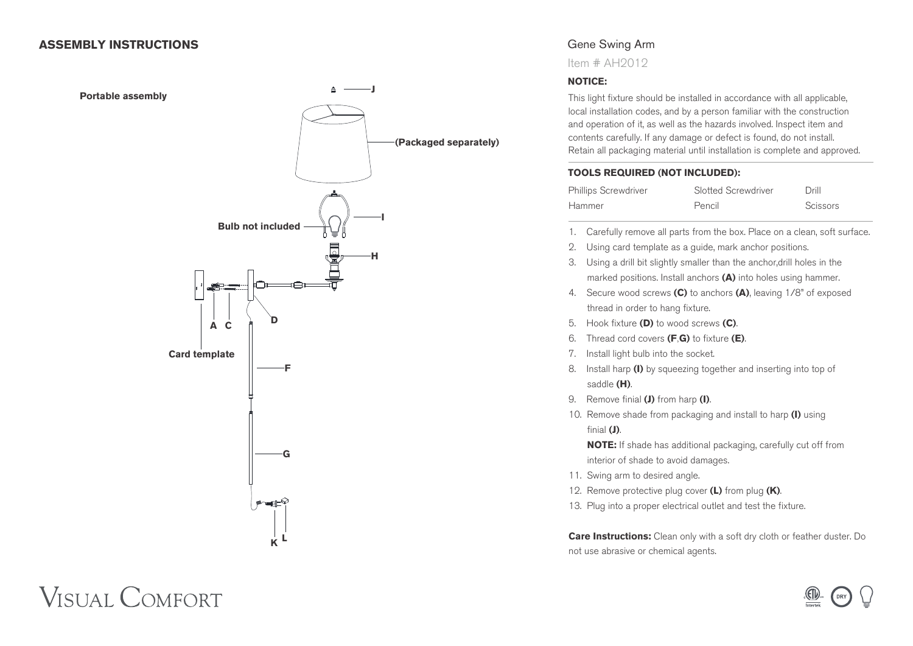## ASSEMBLY INSTRUCTIONS

**Portable assembly**

J

(Packaged separately)

I

Bulb not included

H

D

A C

Card template

F

G

K L

# Gene Swing Arm

Item # AH2012

**NOTICE:**

This light fixture should be installed in accordance with all applicable, local installation codes, and by a person familiar with the construction and operation of it, as well as the hazards involved. Inspect item and contents carefully. If any damage or defect is found, do not install. Retain all packaging material until installation is complete and approved.

**TOOLS REQUIRED (NOT INCLUDED):**

| Phillips Screwdriver | Slotted Screwdriver | Drill |
|---|---|---|
| Hammer | Pencil | Scissors |

1. Carefully remove all parts from the box. Place on a clean, soft surface.
2. Using card template as a guide, mark anchor positions.
3. Using a drill bit slightly smaller than the anchor,drill holes in the marked positions. Install anchors **(A)** into holes using hammer.
4. Secure wood screws **(C)** to anchors **(A)**, leaving 1/8" of exposed thread in order to hang fixture.
5. Hook fixture **(D)** to wood screws **(C)**.
6. Thread cord covers **(F**,**G)** to fixture **(E)**.
7. Install light bulb into the socket.
8. Install harp **(I)** by squeezing together and inserting into top of saddle **(H)**.
9. Remove finial **(J)** from harp **(I)**.
10. Remove shade from packaging and install to harp **(I)** using finial **(J)**.

    **NOTE:** If shade has additional packaging, carefully cut off from interior of shade to avoid damages.
11. Swing arm to desired angle.
12. Remove protective plug cover **(L)** from plug **(K)**.
13. Plug into a proper electrical outlet and test the fixture.

**Care Instructions:** Clean only with a soft dry cloth or feather duster. Do not use abrasive or chemical agents.

VISUAL COMFORT

DRY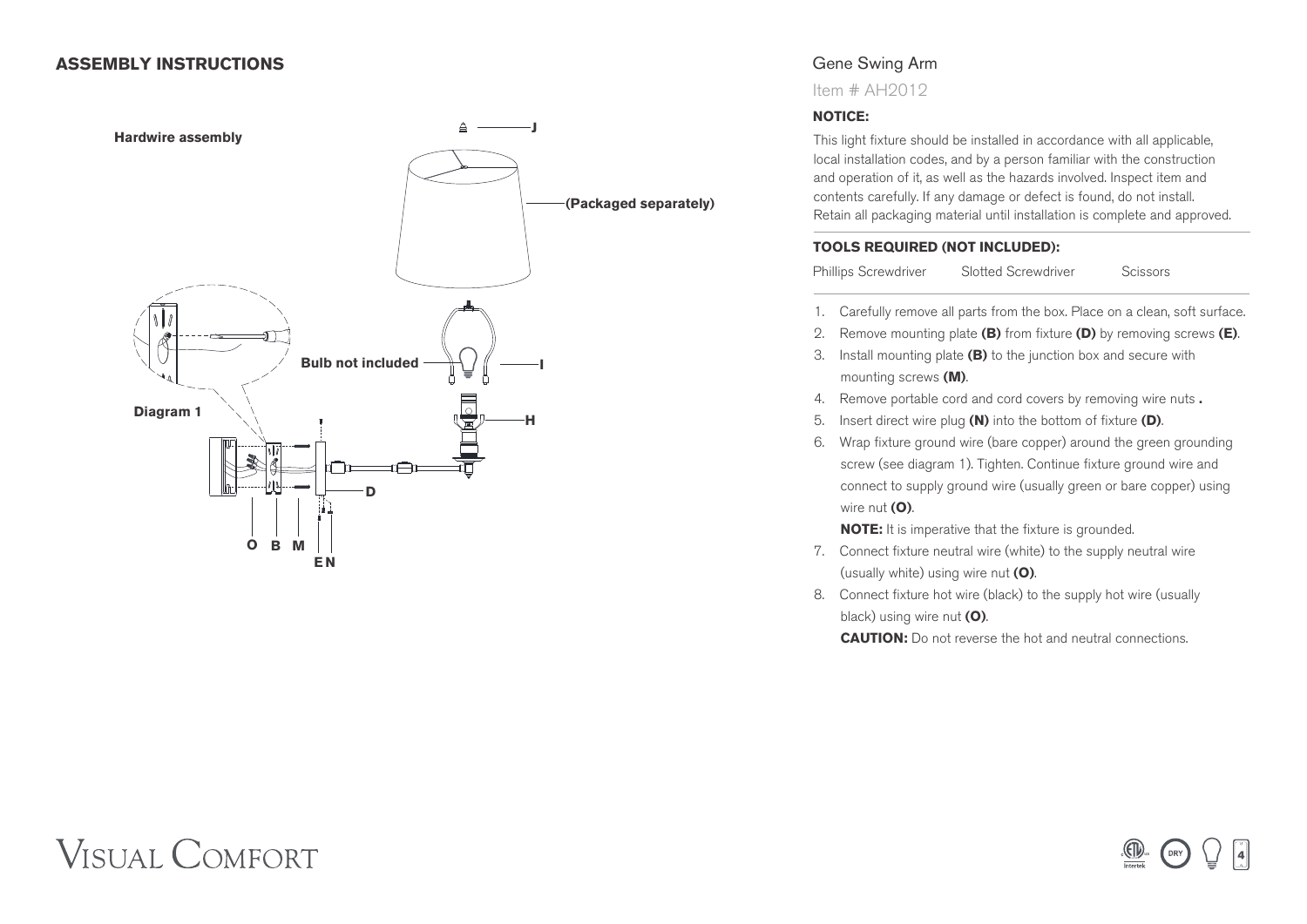## ASSEMBLY INSTRUCTIONS

**Hardwire assembly**

**Diagram 1**

**Bulb not included**

**(Packaged separately)**

J

I

H

D

O B M

E N

# Gene Swing Arm

Item # AH2012

**NOTICE:**

This light fixture should be installed in accordance with all applicable, local installation codes, and by a person familiar with the construction and operation of it, as well as the hazards involved. Inspect item and contents carefully. If any damage or defect is found, do not install. Retain all packaging material until installation is complete and approved.

**TOOLS REQUIRED (NOT INCLUDED):**

Phillips Screwdriver    Slotted Screwdriver    Scissors

1. Carefully remove all parts from the box. Place on a clean, soft surface.
2. Remove mounting plate **(B)** from fixture **(D)** by removing screws **(E)**.
3. Install mounting plate **(B)** to the junction box and secure with mounting screws **(M)**.
4. Remove portable cord and cord covers by removing wire nuts **.**
5. Insert direct wire plug **(N)** into the bottom of fixture **(D)**.
6. Wrap fixture ground wire (bare copper) around the green grounding screw (see diagram 1). Tighten. Continue fixture ground wire and connect to supply ground wire (usually green or bare copper) using wire nut **(O)**.

   **NOTE:** It is imperative that the fixture is grounded.
7. Connect fixture neutral wire (white) to the supply neutral wire (usually white) using wire nut **(O)**.
8. Connect fixture hot wire (black) to the supply hot wire (usually black) using wire nut **(O)**.

   **CAUTION:** Do not reverse the hot and neutral connections.

VISUAL COMFORT

DRY 4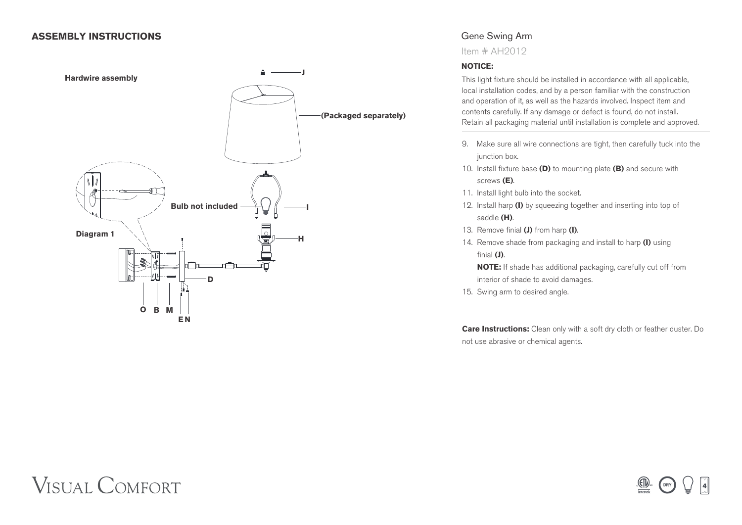## ASSEMBLY INSTRUCTIONS

**Hardwire assembly**

J

(Packaged separately)

Bulb not included

I

H

Diagram 1

D

O B M

E N

## Gene Swing Arm

Item # AH2012

**NOTICE:**

This light fixture should be installed in accordance with all applicable, local installation codes, and by a person familiar with the construction and operation of it, as well as the hazards involved. Inspect item and contents carefully. If any damage or defect is found, do not install. Retain all packaging material until installation is complete and approved.

9. Make sure all wire connections are tight, then carefully tuck into the junction box.
10. Install fixture base **(D)** to mounting plate **(B)** and secure with screws **(E)**.
11. Install light bulb into the socket.
12. Install harp **(I)** by squeezing together and inserting into top of saddle **(H)**.
13. Remove finial **(J)** from harp **(I)**.
14. Remove shade from packaging and install to harp **(I)** using finial **(J)**.

    **NOTE:** If shade has additional packaging, carefully cut off from interior of shade to avoid damages.
15. Swing arm to desired angle.

**Care Instructions:** Clean only with a soft dry cloth or feather duster. Do not use abrasive or chemical agents.

VISUAL COMFORT

Intertek DRY 4